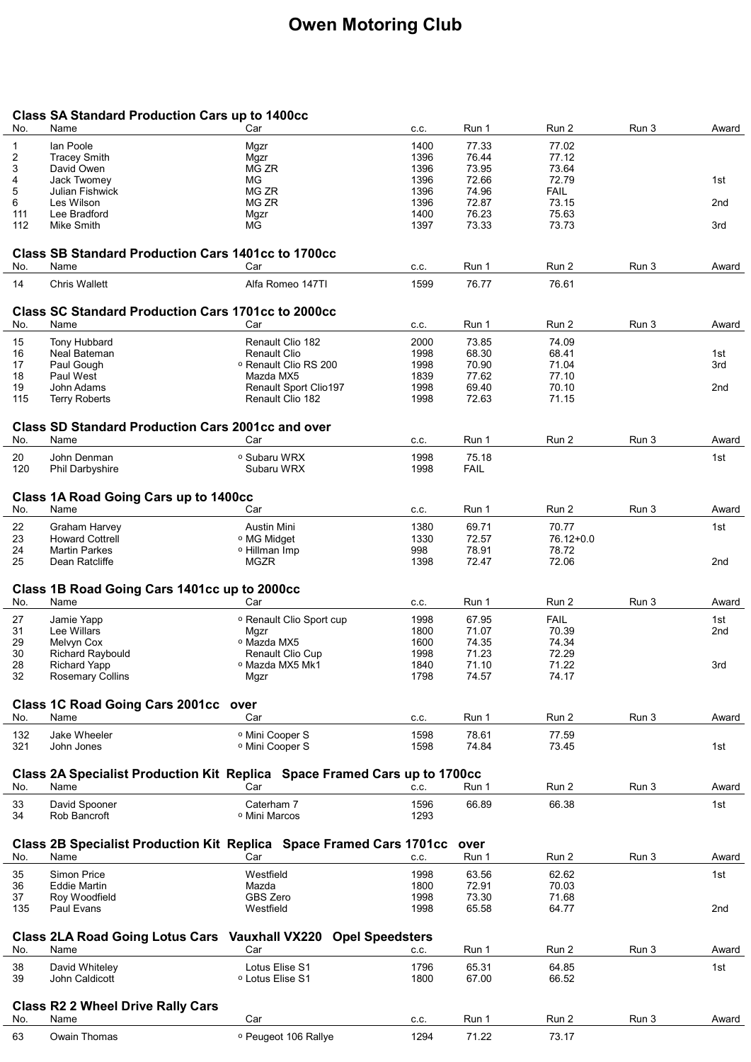# Owen Motoring Club

### Class SA Standard Production Cars up to 1400cc

| No. | Name | Car | c.c. | Run 1 | Run 2 | Run 3 | Award |
|---|---|---|---|---|---|---|---|
| 1 | Ian Poole | Mgzr | 1400 | 77.33 | 77.02 | | |
| 2 | Tracey Smith | Mgzr | 1396 | 76.44 | 77.12 | | |
| 3 | David Owen | MG ZR | 1396 | 73.95 | 73.64 | | |
| 4 | Jack Twomey | MG | 1396 | 72.66 | 72.79 | | 1st |
| 5 | Julian Fishwick | MG ZR | 1396 | 74.96 | FAIL | | |
| 6 | Les Wilson | MG ZR | 1396 | 72.87 | 73.15 | | 2nd |
| 111 | Lee Bradford | Mgzr | 1400 | 76.23 | 75.63 | | |
| 112 | Mike Smith | MG | 1397 | 73.33 | 73.73 | | 3rd |

### Class SB Standard Production Cars 1401cc to 1700cc

| No. | Name | Car | c.c. | Run 1 | Run 2 | Run 3 | Award |
|---|---|---|---|---|---|---|---|
| 14 | Chris Wallett | Alfa Romeo 147TI | 1599 | 76.77 | 76.61 | | |

### Class SC Standard Production Cars 1701cc to 2000cc

| No. | Name | Car | c.c. | Run 1 | Run 2 | Run 3 | Award |
|---|---|---|---|---|---|---|---|
| 15 | Tony Hubbard | Renault Clio 182 | 2000 | 73.85 | 74.09 | | |
| 16 | Neal Bateman | Renault Clio | 1998 | 68.30 | 68.41 | | 1st |
| 17 | Paul Gough | º Renault Clio RS 200 | 1998 | 70.90 | 71.04 | | 3rd |
| 18 | Paul West | Mazda MX5 | 1839 | 77.62 | 77.10 | | |
| 19 | John Adams | Renault Sport Clio197 | 1998 | 69.40 | 70.10 | | 2nd |
| 115 | Terry Roberts | Renault Clio 182 | 1998 | 72.63 | 71.15 | | |

### Class SD Standard Production Cars 2001cc and over

| No. | Name | Car | c.c. | Run 1 | Run 2 | Run 3 | Award |
|---|---|---|---|---|---|---|---|
| 20 | John Denman | º Subaru WRX | 1998 | 75.18 | | | 1st |
| 120 | Phil Darbyshire | Subaru WRX | 1998 | FAIL | | | |

### Class 1A Road Going Cars up to 1400cc

| No. | Name | Car | c.c. | Run 1 | Run 2 | Run 3 | Award |
|---|---|---|---|---|---|---|---|
| 22 | Graham Harvey | Austin Mini | 1380 | 69.71 | 70.77 | | 1st |
| 23 | Howard Cottrell | º MG Midget | 1330 | 72.57 | 76.12+0.0 | | |
| 24 | Martin Parkes | º Hillman Imp | 998 | 78.91 | 78.72 | | |
| 25 | Dean Ratcliffe | MGZR | 1398 | 72.47 | 72.06 | | 2nd |

### Class 1B Road Going Cars 1401cc up to 2000cc

| No. | Name | Car | c.c. | Run 1 | Run 2 | Run 3 | Award |
|---|---|---|---|---|---|---|---|
| 27 | Jamie Yapp | º Renault Clio Sport cup | 1998 | 67.95 | FAIL | | 1st |
| 31 | Lee Willars | Mgzr | 1800 | 71.07 | 70.39 | | 2nd |
| 29 | Melvyn Cox | º Mazda MX5 | 1600 | 74.35 | 74.34 | | |
| 30 | Richard Raybould | Renault Clio Cup | 1998 | 71.23 | 72.29 | | |
| 28 | Richard Yapp | º Mazda MX5 Mk1 | 1840 | 71.10 | 71.22 | | 3rd |
| 32 | Rosemary Collins | Mgzr | 1798 | 74.57 | 74.17 | | |

### Class 1C Road Going Cars 2001cc over

| No. | Name | Car | c.c. | Run 1 | Run 2 | Run 3 | Award |
|---|---|---|---|---|---|---|---|
| 132 | Jake Wheeler | º Mini Cooper S | 1598 | 78.61 | 77.59 | | |
| 321 | John Jones | º Mini Cooper S | 1598 | 74.84 | 73.45 | | 1st |

### Class 2A Specialist Production Kit Replica Space Framed Cars up to 1700cc

| No. | Name | Car | c.c. | Run 1 | Run 2 | Run 3 | Award |
|---|---|---|---|---|---|---|---|
| 33 | David Spooner | Caterham 7 | 1596 | 66.89 | 66.38 | | 1st |
| 34 | Rob Bancroft | º Mini Marcos | 1293 | | | | |

### Class 2B Specialist Production Kit Replica Space Framed Cars 1701cc over

| No. | Name | Car | c.c. | Run 1 | Run 2 | Run 3 | Award |
|---|---|---|---|---|---|---|---|
| 35 | Simon Price | Westfield | 1998 | 63.56 | 62.62 | | 1st |
| 36 | Eddie Martin | Mazda | 1800 | 72.91 | 70.03 | | |
| 37 | Roy Woodfield | GBS Zero | 1998 | 73.30 | 71.68 | | |
| 135 | Paul Evans | Westfield | 1998 | 65.58 | 64.77 | | 2nd |

### Class 2LA Road Going Lotus Cars Vauxhall VX220 Opel Speedsters

| No. | Name | Car | c.c. | Run 1 | Run 2 | Run 3 | Award |
|---|---|---|---|---|---|---|---|
| 38 | David Whiteley | Lotus Elise S1 | 1796 | 65.31 | 64.85 | | 1st |
| 39 | John Caldicott | º Lotus Elise S1 | 1800 | 67.00 | 66.52 | | |

### Class R2 2 Wheel Drive Rally Cars

| No. | Name | Car | c.c. | Run 1 | Run 2 | Run 3 | Award |
|---|---|---|---|---|---|---|---|
| 63 | Owain Thomas | º Peugeot 106 Rallye | 1294 | 71.22 | 73.17 | | |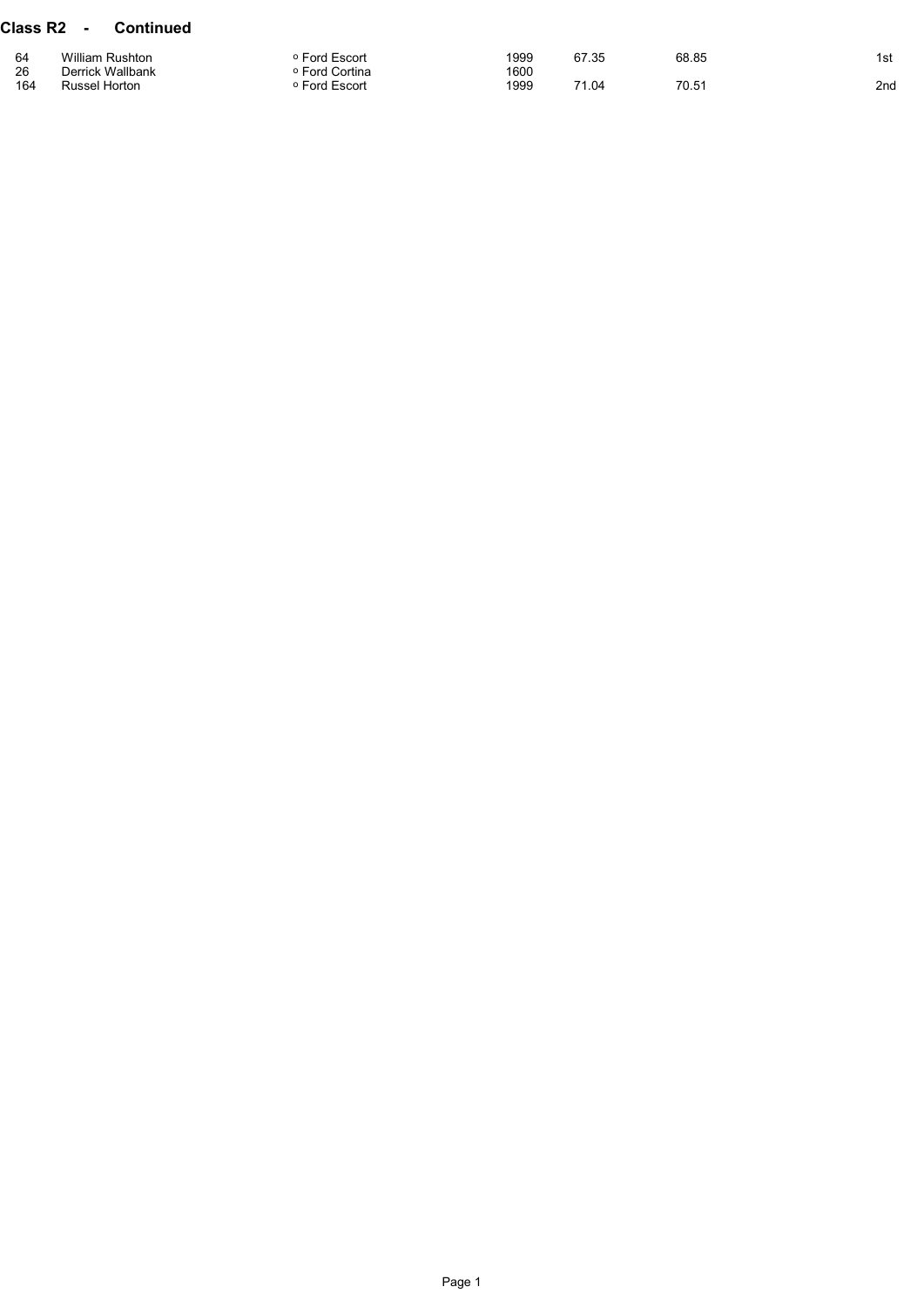## Class R2 - Continued

| | | | | | | |
|---|---|---|---|---|---|---|
| 64 | William Rushton | º Ford Escort | 1999 | 67.35 | 68.85 | 1st |
| 26 | Derrick Wallbank | º Ford Cortina | 1600 | | | |
| 164 | Russel Horton | º Ford Escort | 1999 | 71.04 | 70.51 | 2nd |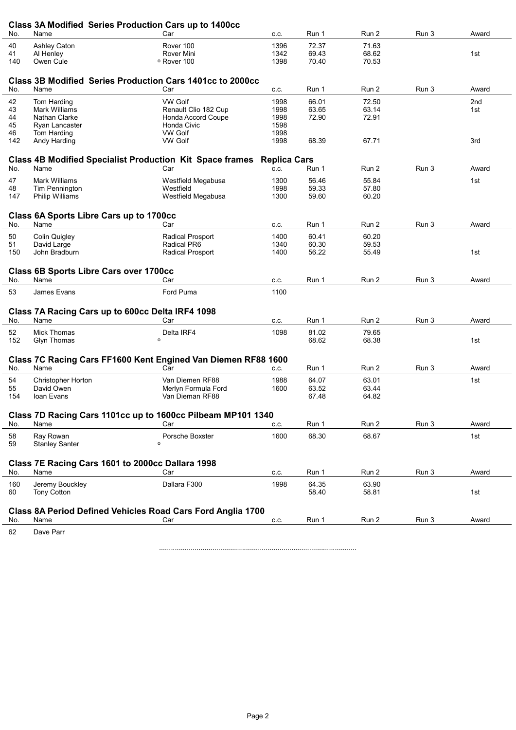## Class 3A Modified Series Production Cars up to 1400cc

| No. | Name | Car | c.c. | Run 1 | Run 2 | Run 3 | Award |
|---|---|---|---|---|---|---|---|
| 40 | Ashley Caton | Rover 100 | 1396 | 72.37 | 71.63 | | |
| 41 | Al Henley | Rover Mini | 1342 | 69.43 | 68.62 | | 1st |
| 140 | Owen Cule | º Rover 100 | 1398 | 70.40 | 70.53 | | |

## Class 3B Modified Series Production Cars 1401cc to 2000cc

| No. | Name | Car | c.c. | Run 1 | Run 2 | Run 3 | Award |
|---|---|---|---|---|---|---|---|
| 42 | Tom Harding | VW Golf | 1998 | 66.01 | 72.50 | | 2nd |
| 43 | Mark Williams | Renault Clio 182 Cup | 1998 | 63.65 | 63.14 | | 1st |
| 44 | Nathan Clarke | Honda Accord Coupe | 1998 | 72.90 | 72.91 | | |
| 45 | Ryan Lancaster | Honda Civic | 1598 | | | | |
| 46 | Tom Harding | VW Golf | 1998 | | | | |
| 142 | Andy Harding | VW Golf | 1998 | 68.39 | 67.71 | | 3rd |

## Class 4B Modified Specialist Production Kit Space frames Replica Cars

| No. | Name | Car | c.c. | Run 1 | Run 2 | Run 3 | Award |
|---|---|---|---|---|---|---|---|
| 47 | Mark Williams | Westfield Megabusa | 1300 | 56.46 | 55.84 | | 1st |
| 48 | Tim Pennington | Westfield | 1998 | 59.33 | 57.80 | | |
| 147 | Philip Williams | Westfield Megabusa | 1300 | 59.60 | 60.20 | | |

## Class 6A Sports Libre Cars up to 1700cc

| No. | Name | Car | c.c. | Run 1 | Run 2 | Run 3 | Award |
|---|---|---|---|---|---|---|---|
| 50 | Colin Quigley | Radical Prosport | 1400 | 60.41 | 60.20 | | |
| 51 | David Large | Radical PR6 | 1340 | 60.30 | 59.53 | | |
| 150 | John Bradburn | Radical Prosport | 1400 | 56.22 | 55.49 | | 1st |

## Class 6B Sports Libre Cars over 1700cc

| No. | Name | Car | c.c. | Run 1 | Run 2 | Run 3 | Award |
|---|---|---|---|---|---|---|---|
| 53 | James Evans | Ford Puma | 1100 | | | | |

## Class 7A Racing Cars up to 600cc Delta IRF4 1098

| No. | Name | Car | c.c. | Run 1 | Run 2 | Run 3 | Award |
|---|---|---|---|---|---|---|---|
| 52 | Mick Thomas | Delta IRF4 | 1098 | 81.02 | 79.65 | | |
| 152 | Glyn Thomas | º | | 68.62 | 68.38 | | 1st |

## Class 7C Racing Cars FF1600 Kent Engined Van Diemen RF88 1600

| No. | Name | Car | c.c. | Run 1 | Run 2 | Run 3 | Award |
|---|---|---|---|---|---|---|---|
| 54 | Christopher Horton | Van Diemen RF88 | 1988 | 64.07 | 63.01 | | 1st |
| 55 | David Owen | Merlyn Formula Ford | 1600 | 63.52 | 63.44 | | |
| 154 | Ioan Evans | Van Dieman RF88 | | 67.48 | 64.82 | | |

## Class 7D Racing Cars 1101cc up to 1600cc Pilbeam MP101 1340

| No. | Name | Car | c.c. | Run 1 | Run 2 | Run 3 | Award |
|---|---|---|---|---|---|---|---|
| 58 | Ray Rowan | Porsche Boxster | 1600 | 68.30 | 68.67 | | 1st |
| 59 | Stanley Santer | º | | | | | |

## Class 7E Racing Cars 1601 to 2000cc Dallara 1998

| No. | Name | Car | c.c. | Run 1 | Run 2 | Run 3 | Award |
|---|---|---|---|---|---|---|---|
| 160 | Jeremy Bouckley | Dallara F300 | 1998 | 64.35 | 63.90 | | |
| 60 | Tony Cotton | | | 58.40 | 58.81 | | 1st |

## Class 8A Period Defined Vehicles Road Cars Ford Anglia 1700

| No. | Name | Car | c.c. | Run 1 | Run 2 | Run 3 | Award |
|---|---|---|---|---|---|---|---|
| 62 | Dave Parr | | | | | | |

..........................................................................................